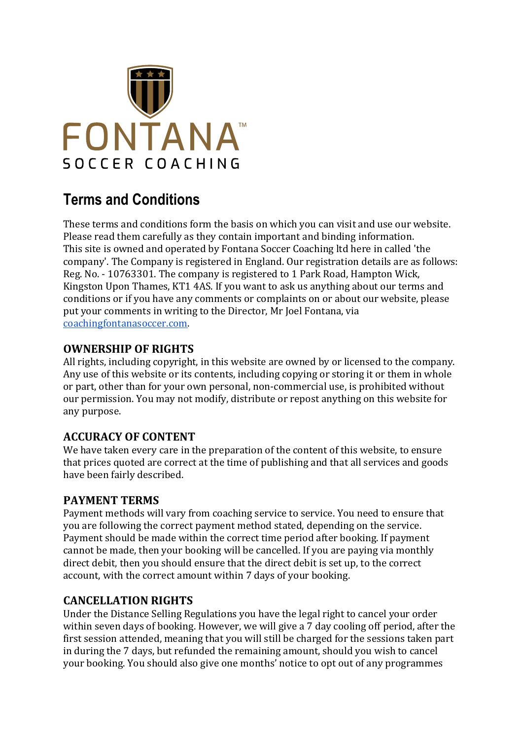FONTANA™

SOCCER COACHING

# Terms and Conditions

These terms and conditions form the basis on which you can visit and use our website. Please read them carefully as they contain important and binding information. This site is owned and operated by Fontana Soccer Coaching ltd here in called 'the company'. The Company is registered in England. Our registration details are as follows: Reg. No. - 10763301. The company is registered to 1 Park Road, Hampton Wick, Kingston Upon Thames, KT1 4AS. If you want to ask us anything about our terms and conditions or if you have any comments or complaints on or about our website, please put your comments in writing to the Director, Mr Joel Fontana, via [coachingfontanasoccer.com](coachingfontanasoccer.com).

## OWNERSHIP OF RIGHTS

All rights, including copyright, in this website are owned by or licensed to the company. Any use of this website or its contents, including copying or storing it or them in whole or part, other than for your own personal, non-commercial use, is prohibited without our permission. You may not modify, distribute or repost anything on this website for any purpose.

## ACCURACY OF CONTENT

We have taken every care in the preparation of the content of this website, to ensure that prices quoted are correct at the time of publishing and that all services and goods have been fairly described.

## PAYMENT TERMS

Payment methods will vary from coaching service to service. You need to ensure that you are following the correct payment method stated, depending on the service. Payment should be made within the correct time period after booking. If payment cannot be made, then your booking will be cancelled. If you are paying via monthly direct debit, then you should ensure that the direct debit is set up, to the correct account, with the correct amount within 7 days of your booking.

## CANCELLATION RIGHTS

Under the Distance Selling Regulations you have the legal right to cancel your order within seven days of booking. However, we will give a 7 day cooling off period, after the first session attended, meaning that you will still be charged for the sessions taken part in during the 7 days, but refunded the remaining amount, should you wish to cancel your booking. You should also give one months' notice to opt out of any programmes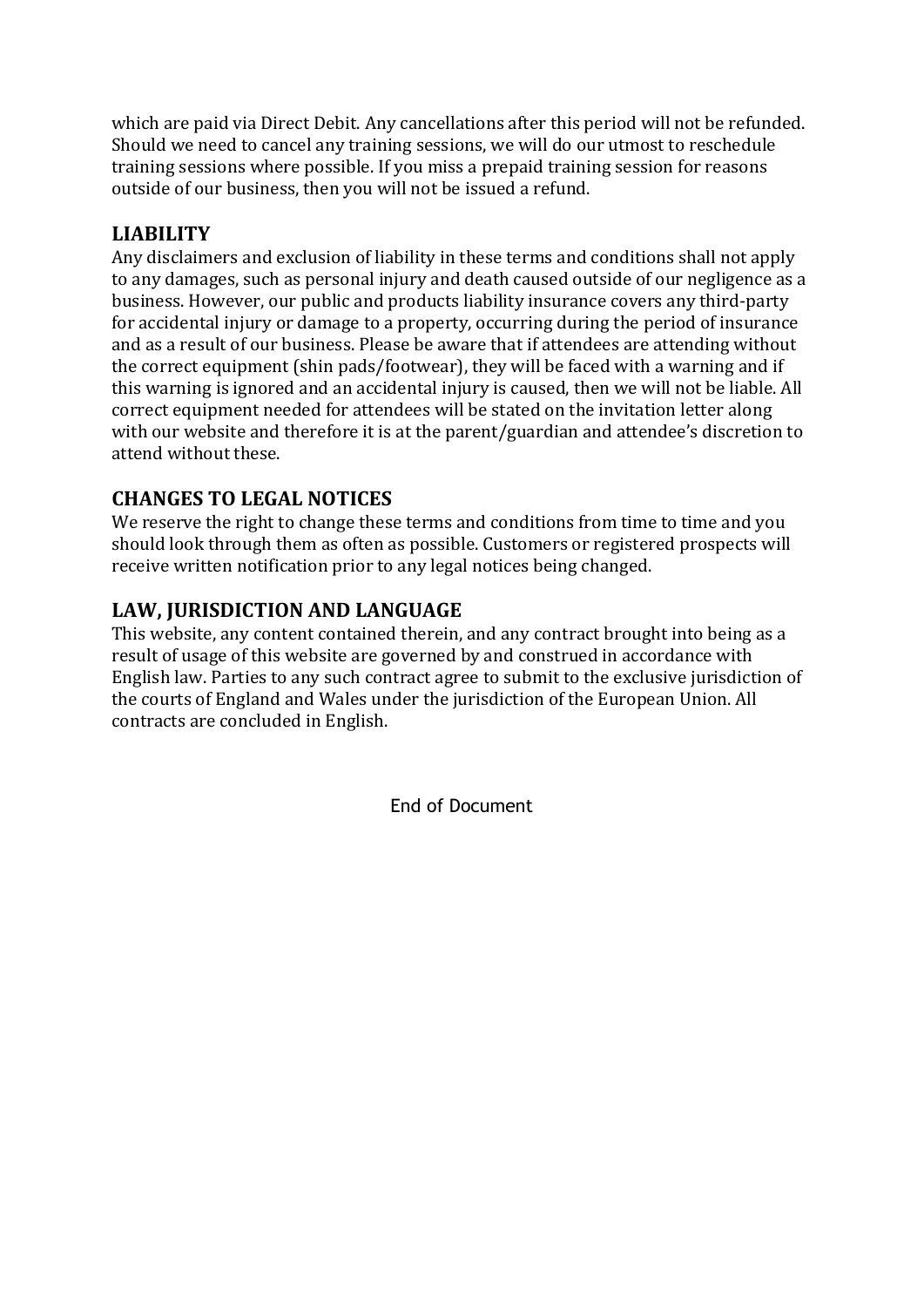which are paid via Direct Debit. Any cancellations after this period will not be refunded. Should we need to cancel any training sessions, we will do our utmost to reschedule training sessions where possible. If you miss a prepaid training session for reasons outside of our business, then you will not be issued a refund.

## LIABILITY

Any disclaimers and exclusion of liability in these terms and conditions shall not apply to any damages, such as personal injury and death caused outside of our negligence as a business. However, our public and products liability insurance covers any third-party for accidental injury or damage to a property, occurring during the period of insurance and as a result of our business. Please be aware that if attendees are attending without the correct equipment (shin pads/footwear), they will be faced with a warning and if this warning is ignored and an accidental injury is caused, then we will not be liable. All correct equipment needed for attendees will be stated on the invitation letter along with our website and therefore it is at the parent/guardian and attendee's discretion to attend without these.

## CHANGES TO LEGAL NOTICES

We reserve the right to change these terms and conditions from time to time and you should look through them as often as possible. Customers or registered prospects will receive written notification prior to any legal notices being changed.

## LAW, JURISDICTION AND LANGUAGE

This website, any content contained therein, and any contract brought into being as a result of usage of this website are governed by and construed in accordance with English law. Parties to any such contract agree to submit to the exclusive jurisdiction of the courts of England and Wales under the jurisdiction of the European Union. All contracts are concluded in English.

End of Document